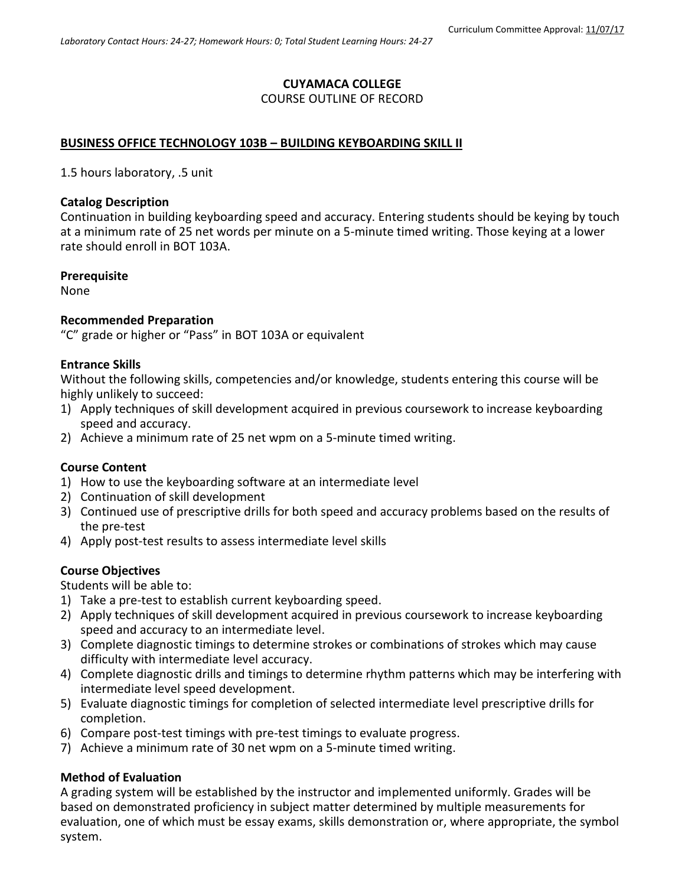Curriculum Committee Approval: 11/07/17

*Laboratory Contact Hours: 24-27; Homework Hours: 0; Total Student Learning Hours: 24-27*

**CUYAMACA COLLEGE**

COURSE OUTLINE OF RECORD

**BUSINESS OFFICE TECHNOLOGY 103B – BUILDING KEYBOARDING SKILL II**

1.5 hours laboratory, .5 unit

**Catalog Description**

Continuation in building keyboarding speed and accuracy. Entering students should be keying by touch at a minimum rate of 25 net words per minute on a 5-minute timed writing. Those keying at a lower rate should enroll in BOT 103A.

**Prerequisite**

None

**Recommended Preparation**

"C" grade or higher or "Pass" in BOT 103A or equivalent

**Entrance Skills**

Without the following skills, competencies and/or knowledge, students entering this course will be highly unlikely to succeed:

1) Apply techniques of skill development acquired in previous coursework to increase keyboarding speed and accuracy.
2) Achieve a minimum rate of 25 net wpm on a 5-minute timed writing.

**Course Content**

1) How to use the keyboarding software at an intermediate level
2) Continuation of skill development
3) Continued use of prescriptive drills for both speed and accuracy problems based on the results of the pre-test
4) Apply post-test results to assess intermediate level skills

**Course Objectives**

Students will be able to:

1) Take a pre-test to establish current keyboarding speed.
2) Apply techniques of skill development acquired in previous coursework to increase keyboarding speed and accuracy to an intermediate level.
3) Complete diagnostic timings to determine strokes or combinations of strokes which may cause difficulty with intermediate level accuracy.
4) Complete diagnostic drills and timings to determine rhythm patterns which may be interfering with intermediate level speed development.
5) Evaluate diagnostic timings for completion of selected intermediate level prescriptive drills for completion.
6) Compare post-test timings with pre-test timings to evaluate progress.
7) Achieve a minimum rate of 30 net wpm on a 5-minute timed writing.

**Method of Evaluation**

A grading system will be established by the instructor and implemented uniformly. Grades will be based on demonstrated proficiency in subject matter determined by multiple measurements for evaluation, one of which must be essay exams, skills demonstration or, where appropriate, the symbol system.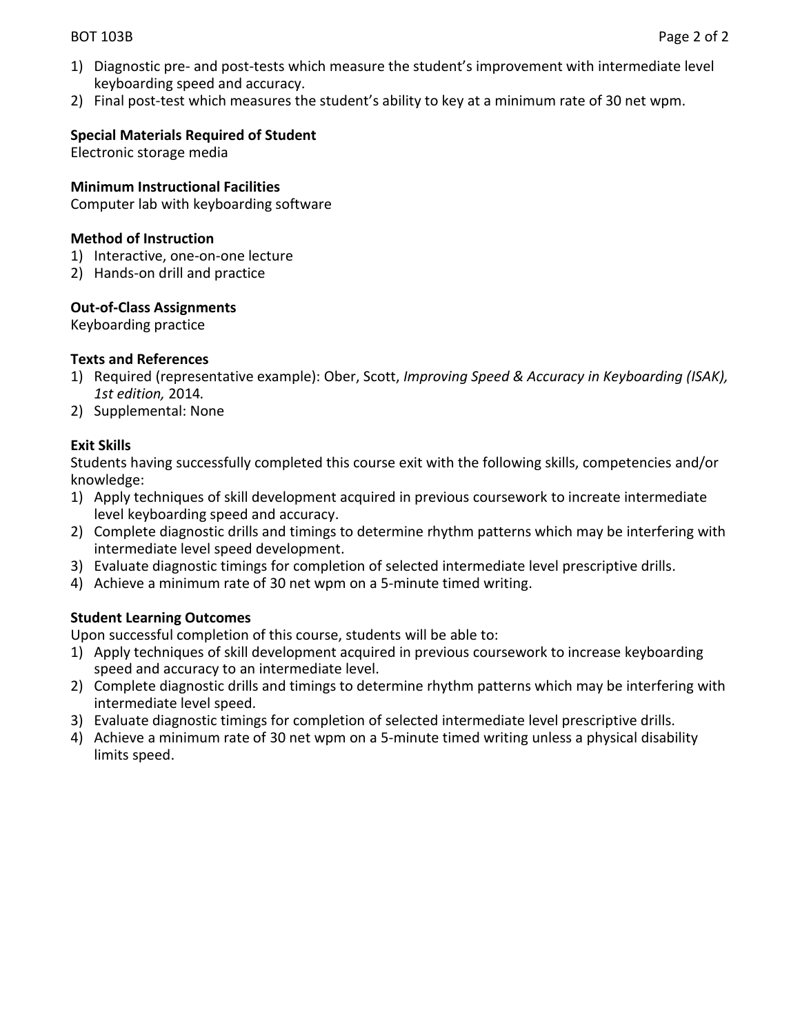1) Diagnostic pre- and post-tests which measure the student's improvement with intermediate level keyboarding speed and accuracy.
2) Final post-test which measures the student's ability to key at a minimum rate of 30 net wpm.

**Special Materials Required of Student**
Electronic storage media

**Minimum Instructional Facilities**
Computer lab with keyboarding software

**Method of Instruction**
1) Interactive, one-on-one lecture
2) Hands-on drill and practice

**Out-of-Class Assignments**
Keyboarding practice

**Texts and References**
1) Required (representative example): Ober, Scott, *Improving Speed & Accuracy in Keyboarding (ISAK), 1st edition,* 2014.
2) Supplemental: None

**Exit Skills**
Students having successfully completed this course exit with the following skills, competencies and/or knowledge:
1) Apply techniques of skill development acquired in previous coursework to increate intermediate level keyboarding speed and accuracy.
2) Complete diagnostic drills and timings to determine rhythm patterns which may be interfering with intermediate level speed development.
3) Evaluate diagnostic timings for completion of selected intermediate level prescriptive drills.
4) Achieve a minimum rate of 30 net wpm on a 5-minute timed writing.

**Student Learning Outcomes**
Upon successful completion of this course, students will be able to:
1) Apply techniques of skill development acquired in previous coursework to increase keyboarding speed and accuracy to an intermediate level.
2) Complete diagnostic drills and timings to determine rhythm patterns which may be interfering with intermediate level speed.
3) Evaluate diagnostic timings for completion of selected intermediate level prescriptive drills.
4) Achieve a minimum rate of 30 net wpm on a 5-minute timed writing unless a physical disability limits speed.